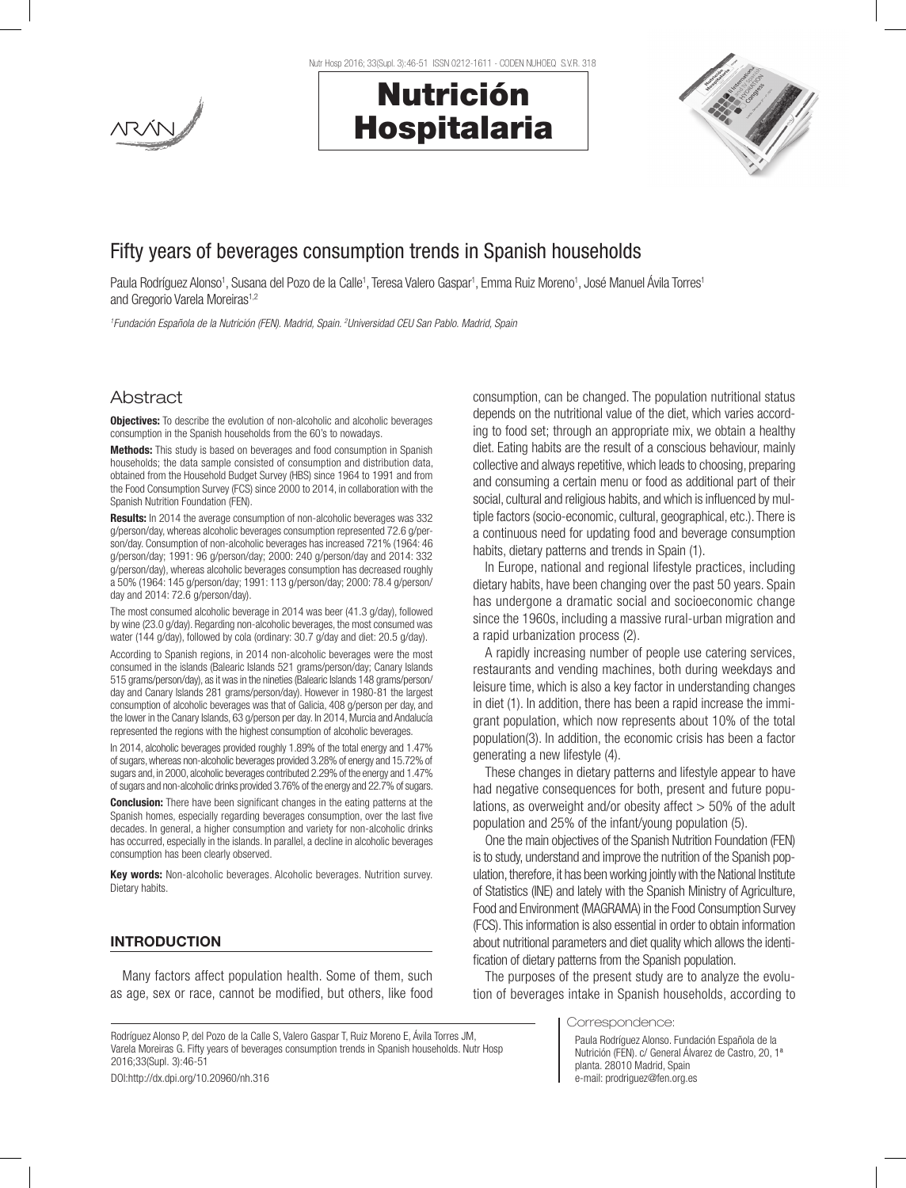# Fifty years of beverages consumption trends in Spanish households

Paula Rodríguez Alonso[1], Susana del Pozo de la Calle[1], Teresa Valero Gaspar[1], Emma Ruiz Moreno[1], José Manuel Ávila Torres[1] and Gregorio Varela Moreiras[1,2]

[1]Fundación Española de la Nutrición (FEN). Madrid, Spain. [2]Universidad CEU San Pablo. Madrid, Spain

## Abstract

**Objectives:** To describe the evolution of non-alcoholic and alcoholic beverages consumption in the Spanish households from the 60's to nowadays.

**Methods:** This study is based on beverages and food consumption in Spanish households; the data sample consisted of consumption and distribution data, obtained from the Household Budget Survey (HBS) since 1964 to 1991 and from the Food Consumption Survey (FCS) since 2000 to 2014, in collaboration with the Spanish Nutrition Foundation (FEN).

**Results:** In 2014 the average consumption of non-alcoholic beverages was 332 g/person/day, whereas alcoholic beverages consumption represented 72.6 g/person/day. Consumption of non-alcoholic beverages has increased 721% (1964: 46 g/person/day; 1991: 96 g/person/day; 2000: 240 g/person/day and 2014: 332 g/person/day), whereas alcoholic beverages consumption has decreased roughly a 50% (1964: 145 g/person/day; 1991: 113 g/person/day; 2000: 78.4 g/person/day and 2014: 72.6 g/person/day).

The most consumed alcoholic beverage in 2014 was beer (41.3 g/day), followed by wine (23.0 g/day). Regarding non-alcoholic beverages, the most consumed was water (144 g/day), followed by cola (ordinary: 30.7 g/day and diet: 20.5 g/day).

According to Spanish regions, in 2014 non-alcoholic beverages were the most consumed in the islands (Balearic Islands 521 grams/person/day; Canary Islands 515 grams/person/day), as it was in the nineties (Balearic Islands 148 grams/person/day and Canary Islands 281 grams/person/day). However in 1980-81 the largest consumption of alcoholic beverages was that of Galicia, 408 g/person per day, and the lower in the Canary Islands, 63 g/person per day. In 2014, Murcia and Andalucía represented the regions with the highest consumption of alcoholic beverages.

In 2014, alcoholic beverages provided roughly 1.89% of the total energy and 1.47% of sugars, whereas non-alcoholic beverages provided 3.28% of energy and 15.72% of sugars and, in 2000, alcoholic beverages contributed 2.29% of the energy and 1.47% of sugars and non-alcoholic drinks provided 3.76% of the energy and 22.7% of sugars.

**Conclusion:** There have been significant changes in the eating patterns at the Spanish homes, especially regarding beverages consumption, over the last five decades. In general, a higher consumption and variety for non-alcoholic drinks has occurred, especially in the islands. In parallel, a decline in alcoholic beverages consumption has been clearly observed.

**Key words:** Non-alcoholic beverages. Alcoholic beverages. Nutrition survey. Dietary habits.

## INTRODUCTION

Many factors affect population health. Some of them, such as age, sex or race, cannot be modified, but others, like food consumption, can be changed. The population nutritional status depends on the nutritional value of the diet, which varies according to food set; through an appropriate mix, we obtain a healthy diet. Eating habits are the result of a conscious behaviour, mainly collective and always repetitive, which leads to choosing, preparing and consuming a certain menu or food as additional part of their social, cultural and religious habits, and which is influenced by multiple factors (socio-economic, cultural, geographical, etc.). There is a continuous need for updating food and beverage consumption habits, dietary patterns and trends in Spain (1).

In Europe, national and regional lifestyle practices, including dietary habits, have been changing over the past 50 years. Spain has undergone a dramatic social and socioeconomic change since the 1960s, including a massive rural-urban migration and a rapid urbanization process (2).

A rapidly increasing number of people use catering services, restaurants and vending machines, both during weekdays and leisure time, which is also a key factor in understanding changes in diet (1). In addition, there has been a rapid increase the immigrant population, which now represents about 10% of the total population(3). In addition, the economic crisis has been a factor generating a new lifestyle (4).

These changes in dietary patterns and lifestyle appear to have had negative consequences for both, present and future populations, as overweight and/or obesity affect > 50% of the adult population and 25% of the infant/young population (5).

One the main objectives of the Spanish Nutrition Foundation (FEN) is to study, understand and improve the nutrition of the Spanish population, therefore, it has been working jointly with the National Institute of Statistics (INE) and lately with the Spanish Ministry of Agriculture, Food and Environment (MAGRAMA) in the Food Consumption Survey (FCS). This information is also essential in order to obtain information about nutritional parameters and diet quality which allows the identification of dietary patterns from the Spanish population.

The purposes of the present study are to analyze the evolution of beverages intake in Spanish households, according to

Rodríguez Alonso P, del Pozo de la Calle S, Valero Gaspar T, Ruiz Moreno E, Ávila Torres JM, Varela Moreiras G. Fifty years of beverages consumption trends in Spanish households. Nutr Hosp 2016;33(Supl. 3):46-51

DOI:http://dx.dpi.org/10.20960/nh.316

Correspondence:

Paula Rodríguez Alonso. Fundación Española de la Nutrición (FEN). c/ General Álvarez de Castro, 20, 1ª planta. 28010 Madrid, Spain
e-mail: prodriguez@fen.org.es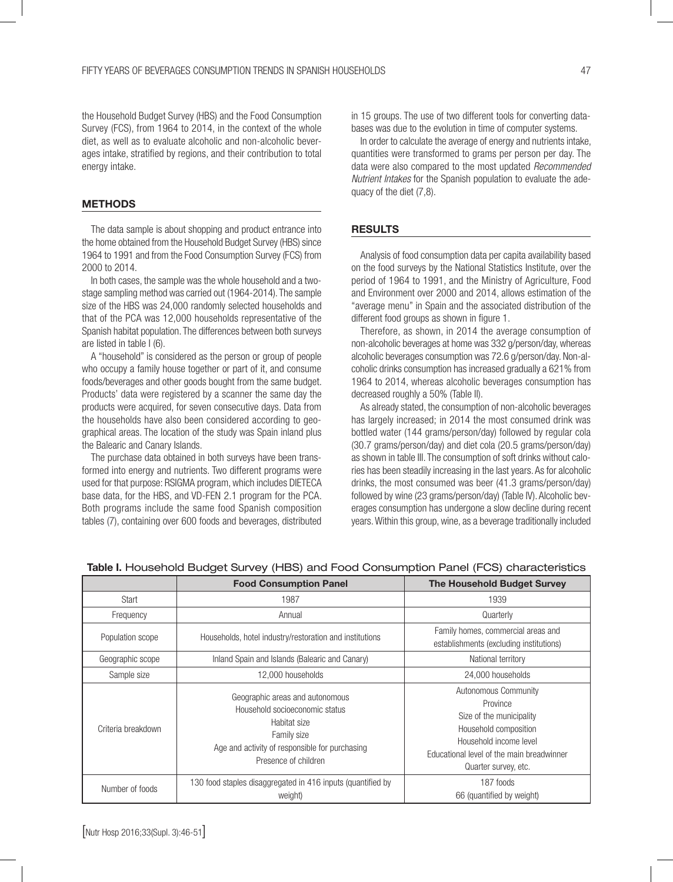the Household Budget Survey (HBS) and the Food Consumption Survey (FCS), from 1964 to 2014, in the context of the whole diet, as well as to evaluate alcoholic and non-alcoholic beverages intake, stratified by regions, and their contribution to total energy intake.

## METHODS

The data sample is about shopping and product entrance into the home obtained from the Household Budget Survey (HBS) since 1964 to 1991 and from the Food Consumption Survey (FCS) from 2000 to 2014.

In both cases, the sample was the whole household and a two-stage sampling method was carried out (1964-2014). The sample size of the HBS was 24,000 randomly selected households and that of the PCA was 12,000 households representative of the Spanish habitat population. The differences between both surveys are listed in table I (6).

A "household" is considered as the person or group of people who occupy a family house together or part of it, and consume foods/beverages and other goods bought from the same budget. Products' data were registered by a scanner the same day the products were acquired, for seven consecutive days. Data from the households have also been considered according to geographical areas. The location of the study was Spain inland plus the Balearic and Canary Islands.

The purchase data obtained in both surveys have been transformed into energy and nutrients. Two different programs were used for that purpose: RSIGMA program, which includes DIETECA base data, for the HBS, and VD-FEN 2.1 program for the PCA. Both programs include the same food Spanish composition tables (7), containing over 600 foods and beverages, distributed in 15 groups. The use of two different tools for converting databases was due to the evolution in time of computer systems.

In order to calculate the average of energy and nutrients intake, quantities were transformed to grams per person per day. The data were also compared to the most updated *Recommended Nutrient Intakes* for the Spanish population to evaluate the adequacy of the diet (7,8).

## RESULTS

Analysis of food consumption data per capita availability based on the food surveys by the National Statistics Institute, over the period of 1964 to 1991, and the Ministry of Agriculture, Food and Environment over 2000 and 2014, allows estimation of the "average menu" in Spain and the associated distribution of the different food groups as shown in figure 1.

Therefore, as shown, in 2014 the average consumption of non-alcoholic beverages at home was 332 g/person/day, whereas alcoholic beverages consumption was 72.6 g/person/day. Non-alcoholic drinks consumption has increased gradually a 621% from 1964 to 2014, whereas alcoholic beverages consumption has decreased roughly a 50% (Table II).

As already stated, the consumption of non-alcoholic beverages has largely increased; in 2014 the most consumed drink was bottled water (144 grams/person/day) followed by regular cola (30.7 grams/person/day) and diet cola (20.5 grams/person/day) as shown in table III. The consumption of soft drinks without calories has been steadily increasing in the last years. As for alcoholic drinks, the most consumed was beer (41.3 grams/person/day) followed by wine (23 grams/person/day) (Table IV). Alcoholic beverages consumption has undergone a slow decline during recent years. Within this group, wine, as a beverage traditionally included

**Table I.** Household Budget Survey (HBS) and Food Consumption Panel (FCS) characteristics

| | **Food Consumption Panel** | **The Household Budget Survey** |
|---|---|---|
| Start | 1987 | 1939 |
| Frequency | Annual | Quarterly |
| Population scope | Households, hotel industry/restoration and institutions | Family homes, commercial areas and establishments (excluding institutions) |
| Geographic scope | Inland Spain and Islands (Balearic and Canary) | National territory |
| Sample size | 12,000 households | 24,000 households |
| Criteria breakdown | Geographic areas and autonomous<br>Household socioeconomic status<br>Habitat size<br>Family size<br>Age and activity of responsible for purchasing<br>Presence of children | Autonomous Community<br>Province<br>Size of the municipality<br>Household composition<br>Household income level<br>Educational level of the main breadwinner<br>Quarter survey, etc. |
| Number of foods | 130 food staples disaggregated in 416 inputs (quantified by weight) | 187 foods<br>66 (quantified by weight) |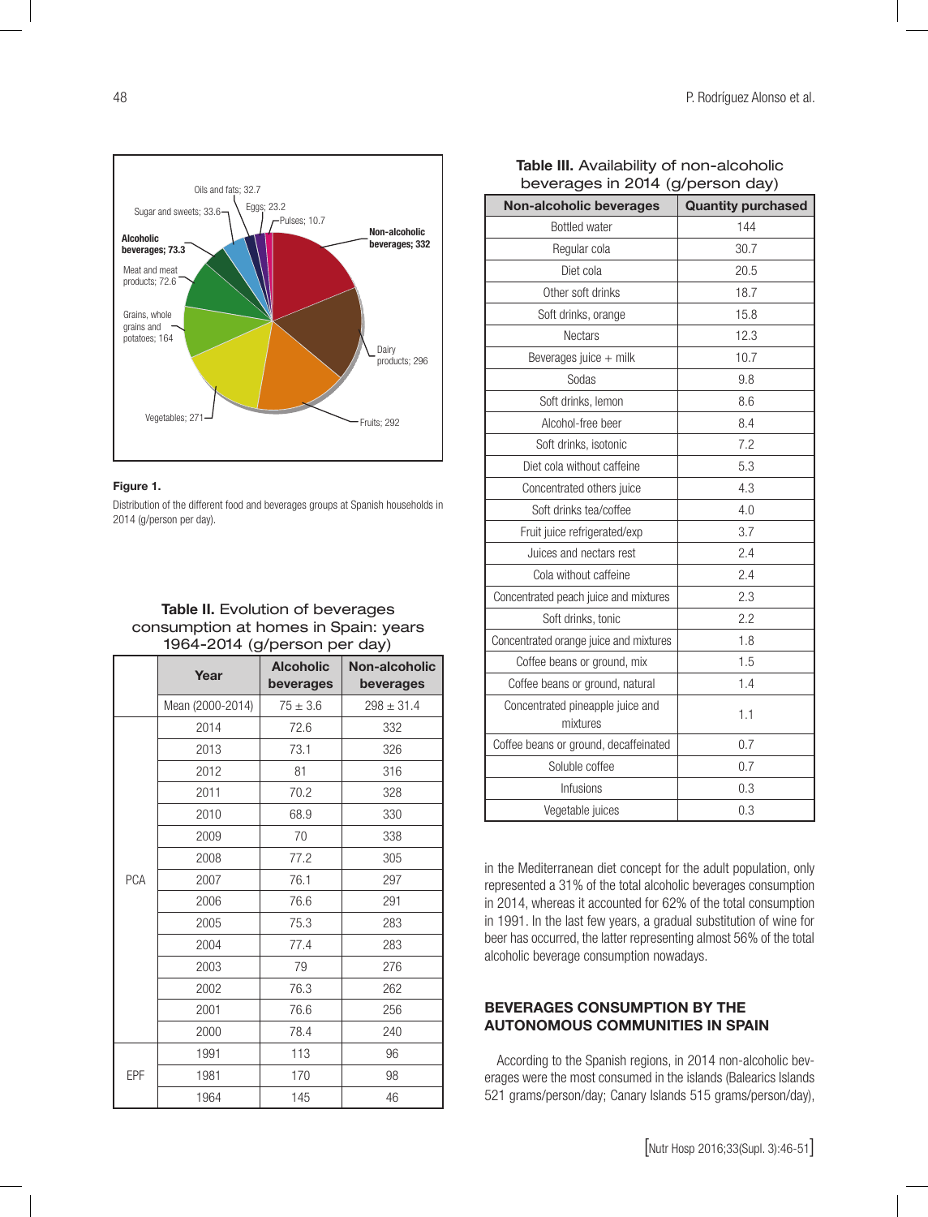Figure 1.

Distribution of the different food and beverages groups at Spanish households in 2014 (g/person per day).

**Table II.** Evolution of beverages consumption at homes in Spain: years 1964-2014 (g/person per day)

| | Year | Alcoholic beverages | Non-alcoholic beverages |
|---|---|---|---|
| | Mean (2000-2014) | 75 ± 3.6 | 298 ± 31.4 |
| PCA | 2014 | 72.6 | 332 |
| | 2013 | 73.1 | 326 |
| | 2012 | 81 | 316 |
| | 2011 | 70.2 | 328 |
| | 2010 | 68.9 | 330 |
| | 2009 | 70 | 338 |
| | 2008 | 77.2 | 305 |
| | 2007 | 76.1 | 297 |
| | 2006 | 76.6 | 291 |
| | 2005 | 75.3 | 283 |
| | 2004 | 77.4 | 283 |
| | 2003 | 79 | 276 |
| | 2002 | 76.3 | 262 |
| | 2001 | 76.6 | 256 |
| | 2000 | 78.4 | 240 |
| EPF | 1991 | 113 | 96 |
| | 1981 | 170 | 98 |
| | 1964 | 145 | 46 |

**Table III.** Availability of non-alcoholic beverages in 2014 (g/person day)

| Non-alcoholic beverages | Quantity purchased |
|---|---|
| Bottled water | 144 |
| Regular cola | 30.7 |
| Diet cola | 20.5 |
| Other soft drinks | 18.7 |
| Soft drinks, orange | 15.8 |
| Nectars | 12.3 |
| Beverages juice + milk | 10.7 |
| Sodas | 9.8 |
| Soft drinks, lemon | 8.6 |
| Alcohol-free beer | 8.4 |
| Soft drinks, isotonic | 7.2 |
| Diet cola without caffeine | 5.3 |
| Concentrated others juice | 4.3 |
| Soft drinks tea/coffee | 4.0 |
| Fruit juice refrigerated/exp | 3.7 |
| Juices and nectars rest | 2.4 |
| Cola without caffeine | 2.4 |
| Concentrated peach juice and mixtures | 2.3 |
| Soft drinks, tonic | 2.2 |
| Concentrated orange juice and mixtures | 1.8 |
| Coffee beans or ground, mix | 1.5 |
| Coffee beans or ground, natural | 1.4 |
| Concentrated pineapple juice and mixtures | 1.1 |
| Coffee beans or ground, decaffeinated | 0.7 |
| Soluble coffee | 0.7 |
| Infusions | 0.3 |
| Vegetable juices | 0.3 |

in the Mediterranean diet concept for the adult population, only represented a 31% of the total alcoholic beverages consumption in 2014, whereas it accounted for 62% of the total consumption in 1991. In the last few years, a gradual substitution of wine for beer has occurred, the latter representing almost 56% of the total alcoholic beverage consumption nowadays.

## BEVERAGES CONSUMPTION BY THE AUTONOMOUS COMMUNITIES IN SPAIN

According to the Spanish regions, in 2014 non-alcoholic beverages were the most consumed in the islands (Balearics Islands 521 grams/person/day; Canary Islands 515 grams/person/day),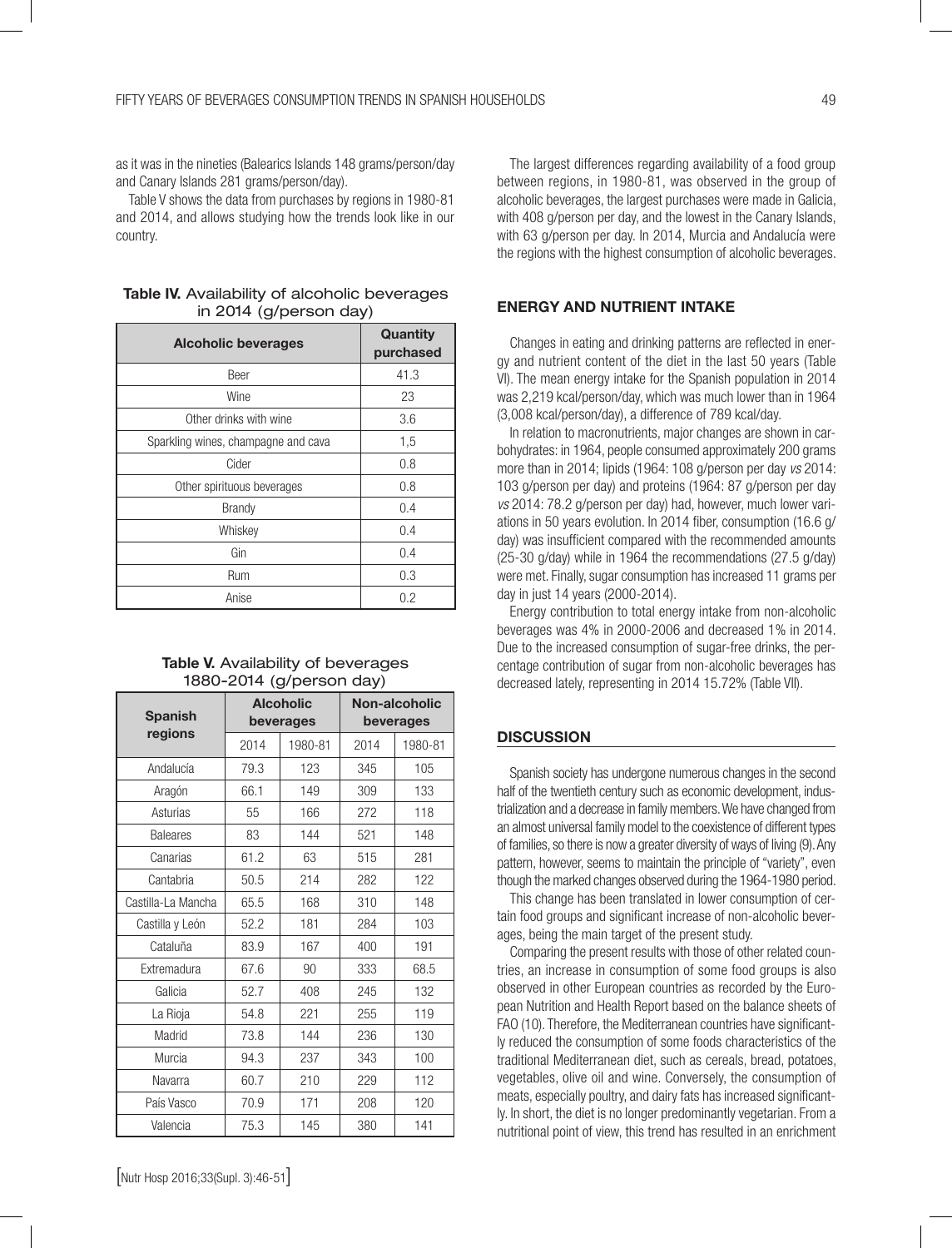as it was in the nineties (Balearics Islands 148 grams/person/day and Canary Islands 281 grams/person/day).

Table V shows the data from purchases by regions in 1980-81 and 2014, and allows studying how the trends look like in our country.

**Table IV.** Availability of alcoholic beverages in 2014 (g/person day)

| Alcoholic beverages | Quantity purchased |
|---|---|
| Beer | 41.3 |
| Wine | 23 |
| Other drinks with wine | 3.6 |
| Sparkling wines, champagne and cava | 1,5 |
| Cider | 0.8 |
| Other spirituous beverages | 0.8 |
| Brandy | 0.4 |
| Whiskey | 0.4 |
| Gin | 0.4 |
| Rum | 0.3 |
| Anise | 0.2 |

**Table V.** Availability of beverages 1880-2014 (g/person day)

| Spanish regions | Alcoholic beverages | | Non-alcoholic beverages | |
|---|---|---|---|---|
| | 2014 | 1980-81 | 2014 | 1980-81 |
| Andalucía | 79.3 | 123 | 345 | 105 |
| Aragón | 66.1 | 149 | 309 | 133 |
| Asturias | 55 | 166 | 272 | 118 |
| Baleares | 83 | 144 | 521 | 148 |
| Canarias | 61.2 | 63 | 515 | 281 |
| Cantabria | 50.5 | 214 | 282 | 122 |
| Castilla-La Mancha | 65.5 | 168 | 310 | 148 |
| Castilla y León | 52.2 | 181 | 284 | 103 |
| Cataluña | 83.9 | 167 | 400 | 191 |
| Extremadura | 67.6 | 90 | 333 | 68.5 |
| Galicia | 52.7 | 408 | 245 | 132 |
| La Rioja | 54.8 | 221 | 255 | 119 |
| Madrid | 73.8 | 144 | 236 | 130 |
| Murcia | 94.3 | 237 | 343 | 100 |
| Navarra | 60.7 | 210 | 229 | 112 |
| País Vasco | 70.9 | 171 | 208 | 120 |
| Valencia | 75.3 | 145 | 380 | 141 |

The largest differences regarding availability of a food group between regions, in 1980-81, was observed in the group of alcoholic beverages, the largest purchases were made in Galicia, with 408 g/person per day, and the lowest in the Canary Islands, with 63 g/person per day. In 2014, Murcia and Andalucía were the regions with the highest consumption of alcoholic beverages.

## ENERGY AND NUTRIENT INTAKE

Changes in eating and drinking patterns are reflected in energy and nutrient content of the diet in the last 50 years (Table VI). The mean energy intake for the Spanish population in 2014 was 2,219 kcal/person/day, which was much lower than in 1964 (3,008 kcal/person/day), a difference of 789 kcal/day.

In relation to macronutrients, major changes are shown in carbohydrates: in 1964, people consumed approximately 200 grams more than in 2014; lipids (1964: 108 g/person per day *vs* 2014: 103 g/person per day) and proteins (1964: 87 g/person per day *vs* 2014: 78.2 g/person per day) had, however, much lower variations in 50 years evolution. In 2014 fiber, consumption (16.6 g/day) was insufficient compared with the recommended amounts (25-30 g/day) while in 1964 the recommendations (27.5 g/day) were met. Finally, sugar consumption has increased 11 grams per day in just 14 years (2000-2014).

Energy contribution to total energy intake from non-alcoholic beverages was 4% in 2000-2006 and decreased 1% in 2014. Due to the increased consumption of sugar-free drinks, the percentage contribution of sugar from non-alcoholic beverages has decreased lately, representing in 2014 15.72% (Table VII).

## DISCUSSION

Spanish society has undergone numerous changes in the second half of the twentieth century such as economic development, industrialization and a decrease in family members. We have changed from an almost universal family model to the coexistence of different types of families, so there is now a greater diversity of ways of living (9). Any pattern, however, seems to maintain the principle of "variety", even though the marked changes observed during the 1964-1980 period.

This change has been translated in lower consumption of certain food groups and significant increase of non-alcoholic beverages, being the main target of the present study.

Comparing the present results with those of other related countries, an increase in consumption of some food groups is also observed in other European countries as recorded by the European Nutrition and Health Report based on the balance sheets of FAO (10). Therefore, the Mediterranean countries have significantly reduced the consumption of some foods characteristics of the traditional Mediterranean diet, such as cereals, bread, potatoes, vegetables, olive oil and wine. Conversely, the consumption of meats, especially poultry, and dairy fats has increased significantly. In short, the diet is no longer predominantly vegetarian. From a nutritional point of view, this trend has resulted in an enrichment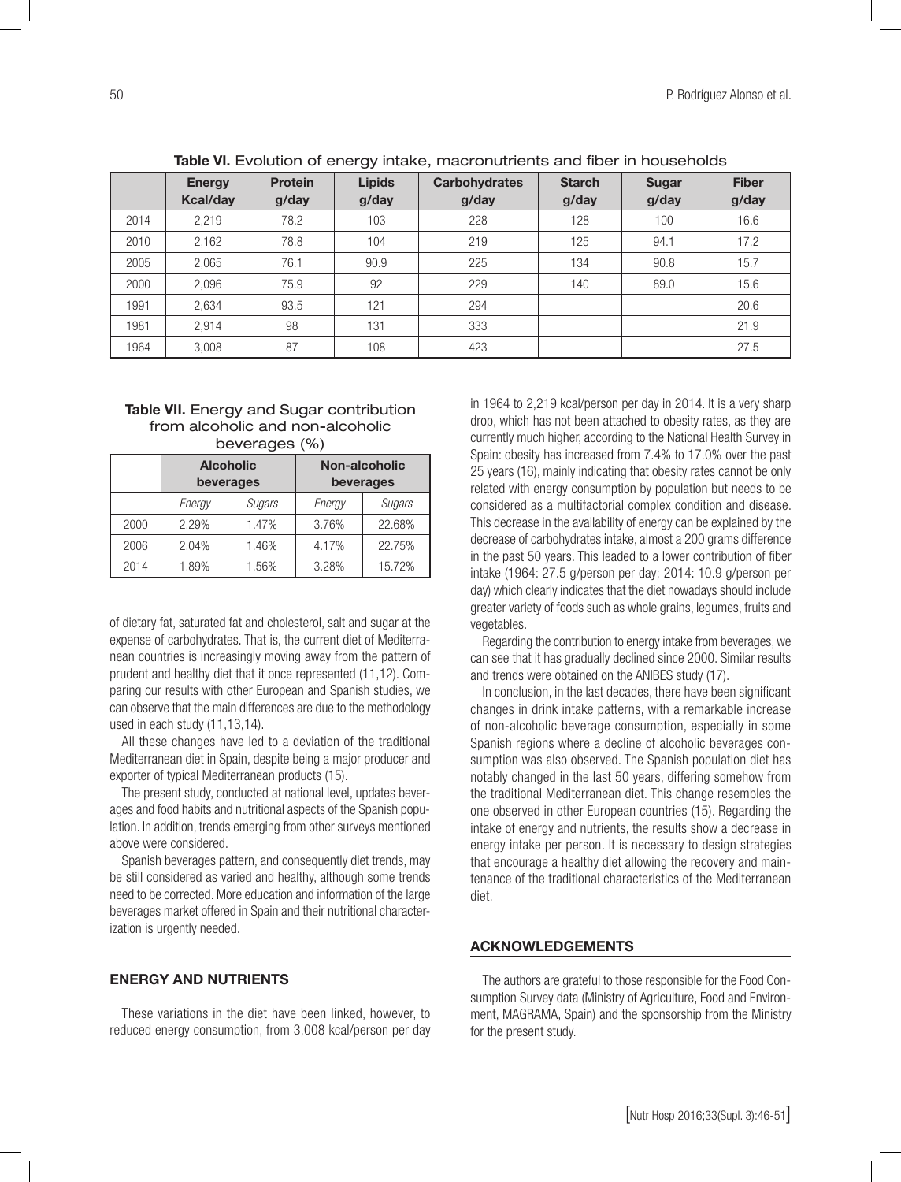**Table VI.** Evolution of energy intake, macronutrients and fiber in households

| | Energy Kcal/day | Protein g/day | Lipids g/day | Carbohydrates g/day | Starch g/day | Sugar g/day | Fiber g/day |
|---|---|---|---|---|---|---|---|
| 2014 | 2,219 | 78.2 | 103 | 228 | 128 | 100 | 16.6 |
| 2010 | 2,162 | 78.8 | 104 | 219 | 125 | 94.1 | 17.2 |
| 2005 | 2,065 | 76.1 | 90.9 | 225 | 134 | 90.8 | 15.7 |
| 2000 | 2,096 | 75.9 | 92 | 229 | 140 | 89.0 | 15.6 |
| 1991 | 2,634 | 93.5 | 121 | 294 | | | 20.6 |
| 1981 | 2,914 | 98 | 131 | 333 | | | 21.9 |
| 1964 | 3,008 | 87 | 108 | 423 | | | 27.5 |

**Table VII.** Energy and Sugar contribution from alcoholic and non-alcoholic beverages (%)

| | Alcoholic beverages | | Non-alcoholic beverages | |
|---|---|---|---|---|
| | *Energy* | *Sugars* | *Energy* | *Sugars* |
| 2000 | 2.29% | 1.47% | 3.76% | 22.68% |
| 2006 | 2.04% | 1.46% | 4.17% | 22.75% |
| 2014 | 1.89% | 1.56% | 3.28% | 15.72% |

of dietary fat, saturated fat and cholesterol, salt and sugar at the expense of carbohydrates. That is, the current diet of Mediterranean countries is increasingly moving away from the pattern of prudent and healthy diet that it once represented (11,12). Comparing our results with other European and Spanish studies, we can observe that the main differences are due to the methodology used in each study (11,13,14).

All these changes have led to a deviation of the traditional Mediterranean diet in Spain, despite being a major producer and exporter of typical Mediterranean products (15).

The present study, conducted at national level, updates beverages and food habits and nutritional aspects of the Spanish population. In addition, trends emerging from other surveys mentioned above were considered.

Spanish beverages pattern, and consequently diet trends, may be still considered as varied and healthy, although some trends need to be corrected. More education and information of the large beverages market offered in Spain and their nutritional characterization is urgently needed.

## ENERGY AND NUTRIENTS

These variations in the diet have been linked, however, to reduced energy consumption, from 3,008 kcal/person per day in 1964 to 2,219 kcal/person per day in 2014. It is a very sharp drop, which has not been attached to obesity rates, as they are currently much higher, according to the National Health Survey in Spain: obesity has increased from 7.4% to 17.0% over the past 25 years (16), mainly indicating that obesity rates cannot be only related with energy consumption by population but needs to be considered as a multifactorial complex condition and disease. This decrease in the availability of energy can be explained by the decrease of carbohydrates intake, almost a 200 grams difference in the past 50 years. This leaded to a lower contribution of fiber intake (1964: 27.5 g/person per day; 2014: 10.9 g/person per day) which clearly indicates that the diet nowadays should include greater variety of foods such as whole grains, legumes, fruits and vegetables.

Regarding the contribution to energy intake from beverages, we can see that it has gradually declined since 2000. Similar results and trends were obtained on the ANIBES study (17).

In conclusion, in the last decades, there have been significant changes in drink intake patterns, with a remarkable increase of non-alcoholic beverage consumption, especially in some Spanish regions where a decline of alcoholic beverages consumption was also observed. The Spanish population diet has notably changed in the last 50 years, differing somehow from the traditional Mediterranean diet. This change resembles the one observed in other European countries (15). Regarding the intake of energy and nutrients, the results show a decrease in energy intake per person. It is necessary to design strategies that encourage a healthy diet allowing the recovery and maintenance of the traditional characteristics of the Mediterranean diet.

## ACKNOWLEDGEMENTS

The authors are grateful to those responsible for the Food Consumption Survey data (Ministry of Agriculture, Food and Environment, MAGRAMA, Spain) and the sponsorship from the Ministry for the present study.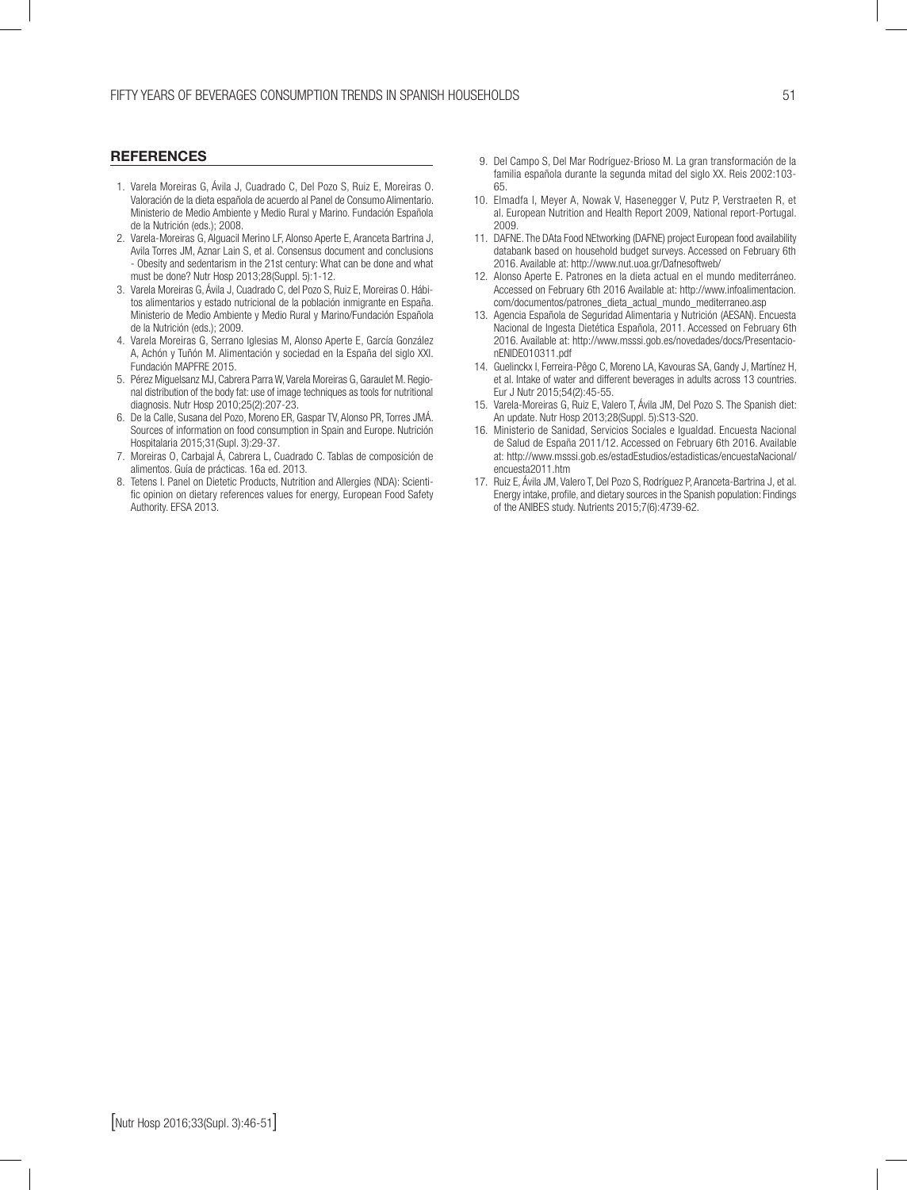## REFERENCES

1. Varela Moreiras G, Ávila J, Cuadrado C, Del Pozo S, Ruiz E, Moreiras O. Valoración de la dieta española de acuerdo al Panel de Consumo Alimentario. Ministerio de Medio Ambiente y Medio Rural y Marino. Fundación Española de la Nutrición (eds.); 2008.
2. Varela-Moreiras G, Alguacil Merino LF, Alonso Aperte E, Aranceta Bartrina J, Avila Torres JM, Aznar Lain S, et al. Consensus document and conclusions - Obesity and sedentarism in the 21st century: What can be done and what must be done? Nutr Hosp 2013;28(Suppl. 5):1-12.
3. Varela Moreiras G, Ávila J, Cuadrado C, del Pozo S, Ruiz E, Moreiras O. Hábitos alimentarios y estado nutricional de la población inmigrante en España. Ministerio de Medio Ambiente y Medio Rural y Marino/Fundación Española de la Nutrición (eds.); 2009.
4. Varela Moreiras G, Serrano Iglesias M, Alonso Aperte E, García González A, Achón y Tuñón M. Alimentación y sociedad en la España del siglo XXI. Fundación MAPFRE 2015.
5. Pérez Miguelsanz MJ, Cabrera Parra W, Varela Moreiras G, Garaulet M. Regional distribution of the body fat: use of image techniques as tools for nutritional diagnosis. Nutr Hosp 2010;25(2):207-23.
6. De la Calle, Susana del Pozo, Moreno ER, Gaspar TV, Alonso PR, Torres JMÁ. Sources of information on food consumption in Spain and Europe. Nutrición Hospitalaria 2015;31(Supl. 3):29-37.
7. Moreiras O, Carbajal Á, Cabrera L, Cuadrado C. Tablas de composición de alimentos. Guía de prácticas. 16a ed. 2013.
8. Tetens I. Panel on Dietetic Products, Nutrition and Allergies (NDA): Scientific opinion on dietary references values for energy, European Food Safety Authority. EFSA 2013.
9. Del Campo S, Del Mar Rodríguez-Brioso M. La gran transformación de la familia española durante la segunda mitad del siglo XX. Reis 2002:103-65.
10. Elmadfa I, Meyer A, Nowak V, Hasenegger V, Putz P, Verstraeten R, et al. European Nutrition and Health Report 2009, National report-Portugal. 2009.
11. DAFNE. The DAta Food NEtworking (DAFNE) project European food availability databank based on household budget surveys. Accessed on February 6th 2016. Available at: http://www.nut.uoa.gr/Dafnesoftweb/
12. Alonso Aperte E. Patrones en la dieta actual en el mundo mediterráneo. Accessed on February 6th 2016 Available at: http://www.infoalimentacion.com/documentos/patrones_dieta_actual_mundo_mediterraneo.asp
13. Agencia Española de Seguridad Alimentaria y Nutrición (AESAN). Encuesta Nacional de Ingesta Dietética Española, 2011. Accessed on February 6th 2016. Available at: http://www.msssi.gob.es/novedades/docs/PresentacionENIDE010311.pdf
14. Guelinckx I, Ferreira-Pêgo C, Moreno LA, Kavouras SA, Gandy J, Martínez H, et al. Intake of water and different beverages in adults across 13 countries. Eur J Nutr 2015;54(2):45-55.
15. Varela-Moreiras G, Ruiz E, Valero T, Ávila JM, Del Pozo S. The Spanish diet: An update. Nutr Hosp 2013;28(Suppl. 5):S13-S20.
16. Ministerio de Sanidad, Servicios Sociales e Igualdad. Encuesta Nacional de Salud de España 2011/12. Accessed on February 6th 2016. Available at: http://www.msssi.gob.es/estadEstudios/estadisticas/encuestaNacional/encuesta2011.htm
17. Ruiz E, Ávila JM, Valero T, Del Pozo S, Rodríguez P, Aranceta-Bartrina J, et al. Energy intake, profile, and dietary sources in the Spanish population: Findings of the ANIBES study. Nutrients 2015;7(6):4739-62.